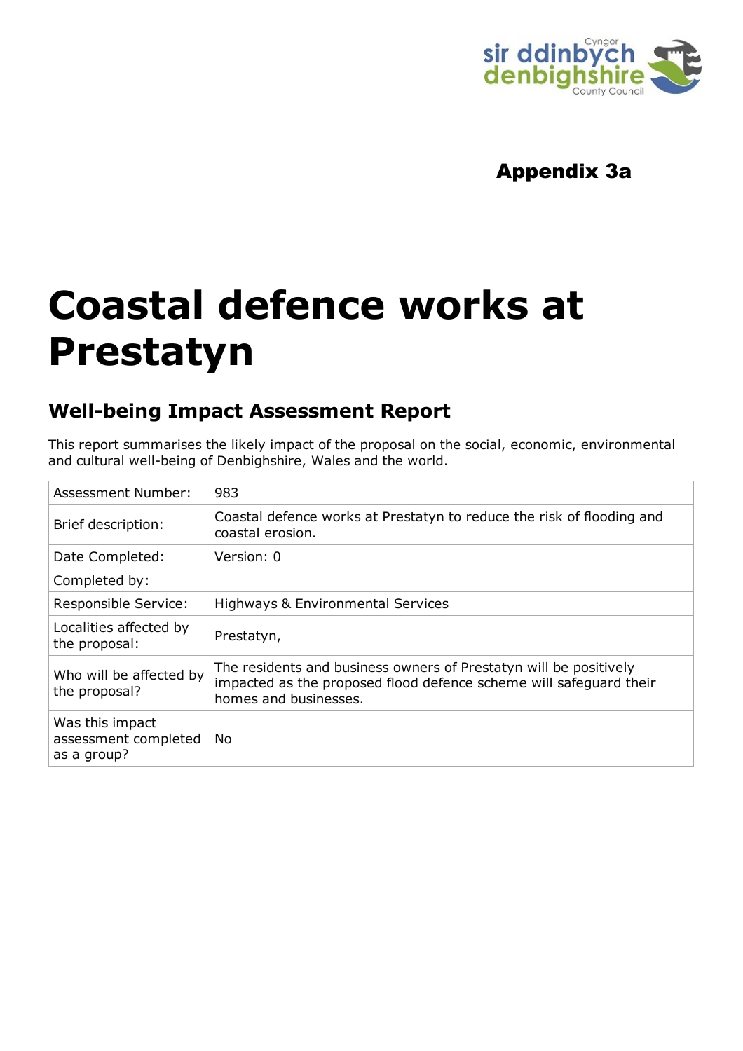**Appendix 3a**

# Coastal defence works at Prestatyn

## Well-being Impact Assessment Report

This report summarises the likely impact of the proposal on the social, economic, environmental and cultural well-being of Denbighshire, Wales and the world.

| | |
|---|---|
| Assessment Number: | 983 |
| Brief description: | Coastal defence works at Prestatyn to reduce the risk of flooding and coastal erosion. |
| Date Completed: | Version: 0 |
| Completed by: | |
| Responsible Service: | Highways & Environmental Services |
| Localities affected by the proposal: | Prestatyn, |
| Who will be affected by the proposal? | The residents and business owners of Prestatyn will be positively impacted as the proposed flood defence scheme will safeguard their homes and businesses. |
| Was this impact assessment completed as a group? | No |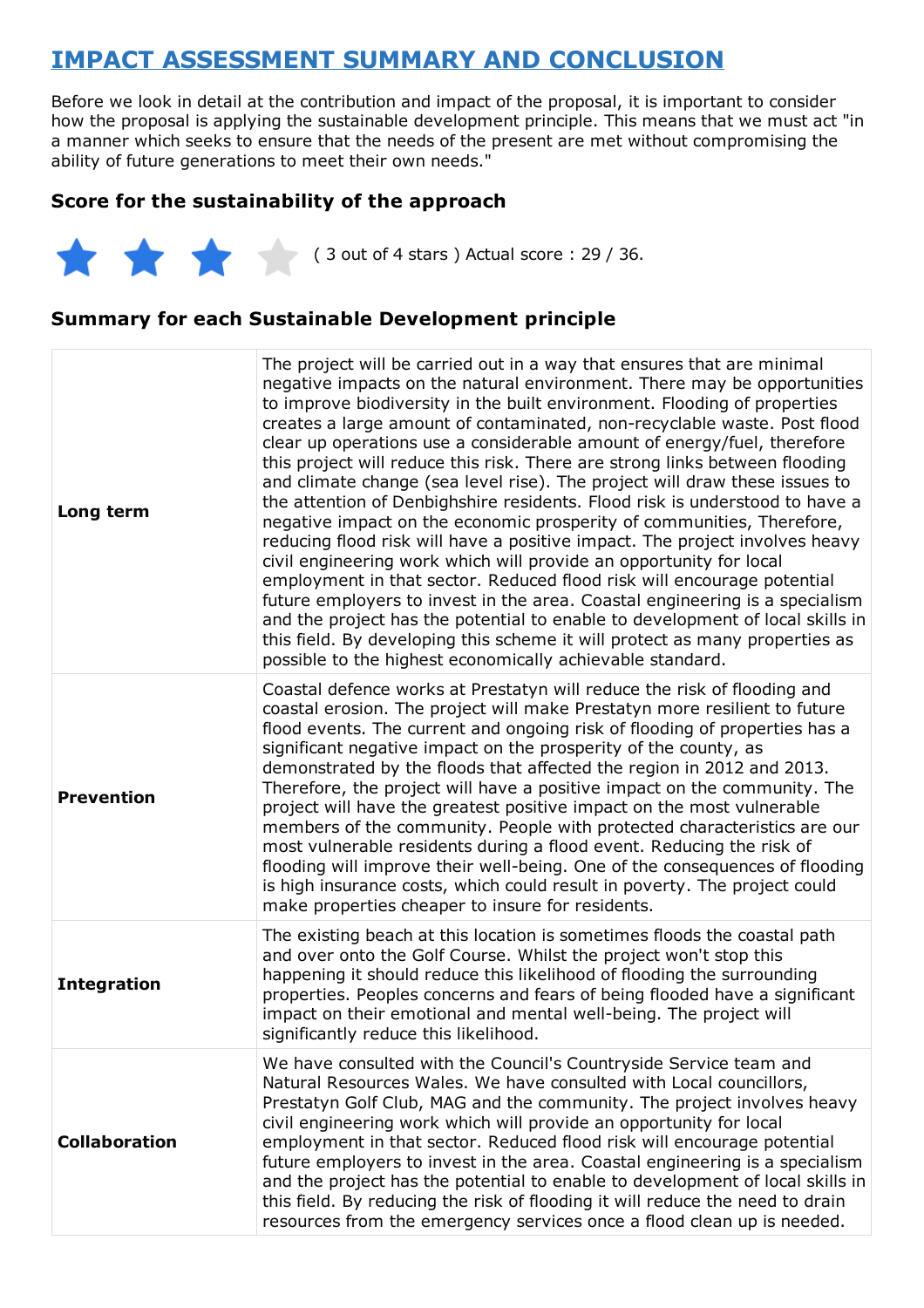# IMPACT ASSESSMENT SUMMARY AND CONCLUSION

Before we look in detail at the contribution and impact of the proposal, it is important to consider how the proposal is applying the sustainable development principle. This means that we must act "in a manner which seeks to ensure that the needs of the present are met without compromising the ability of future generations to meet their own needs."

### Score for the sustainability of the approach

( 3 out of 4 stars ) Actual score : 29 / 36.

### Summary for each Sustainable Development principle

| | |
|---|---|
| **Long term** | The project will be carried out in a way that ensures that are minimal negative impacts on the natural environment. There may be opportunities to improve biodiversity in the built environment. Flooding of properties creates a large amount of contaminated, non-recyclable waste. Post flood clear up operations use a considerable amount of energy/fuel, therefore this project will reduce this risk. There are strong links between flooding and climate change (sea level rise). The project will draw these issues to the attention of Denbighshire residents. Flood risk is understood to have a negative impact on the economic prosperity of communities, Therefore, reducing flood risk will have a positive impact. The project involves heavy civil engineering work which will provide an opportunity for local employment in that sector. Reduced flood risk will encourage potential future employers to invest in the area. Coastal engineering is a specialism and the project has the potential to enable to development of local skills in this field. By developing this scheme it will protect as many properties as possible to the highest economically achievable standard. |
| **Prevention** | Coastal defence works at Prestatyn will reduce the risk of flooding and coastal erosion. The project will make Prestatyn more resilient to future flood events. The current and ongoing risk of flooding of properties has a significant negative impact on the prosperity of the county, as demonstrated by the floods that affected the region in 2012 and 2013. Therefore, the project will have a positive impact on the community. The project will have the greatest positive impact on the most vulnerable members of the community. People with protected characteristics are our most vulnerable residents during a flood event. Reducing the risk of flooding will improve their well-being. One of the consequences of flooding is high insurance costs, which could result in poverty. The project could make properties cheaper to insure for residents. |
| **Integration** | The existing beach at this location is sometimes floods the coastal path and over onto the Golf Course. Whilst the project won't stop this happening it should reduce this likelihood of flooding the surrounding properties. Peoples concerns and fears of being flooded have a significant impact on their emotional and mental well-being. The project will significantly reduce this likelihood. |
| **Collaboration** | We have consulted with the Council's Countryside Service team and Natural Resources Wales. We have consulted with Local councillors, Prestatyn Golf Club, MAG and the community. The project involves heavy civil engineering work which will provide an opportunity for local employment in that sector. Reduced flood risk will encourage potential future employers to invest in the area. Coastal engineering is a specialism and the project has the potential to enable to development of local skills in this field. By reducing the risk of flooding it will reduce the need to drain resources from the emergency services once a flood clean up is needed. |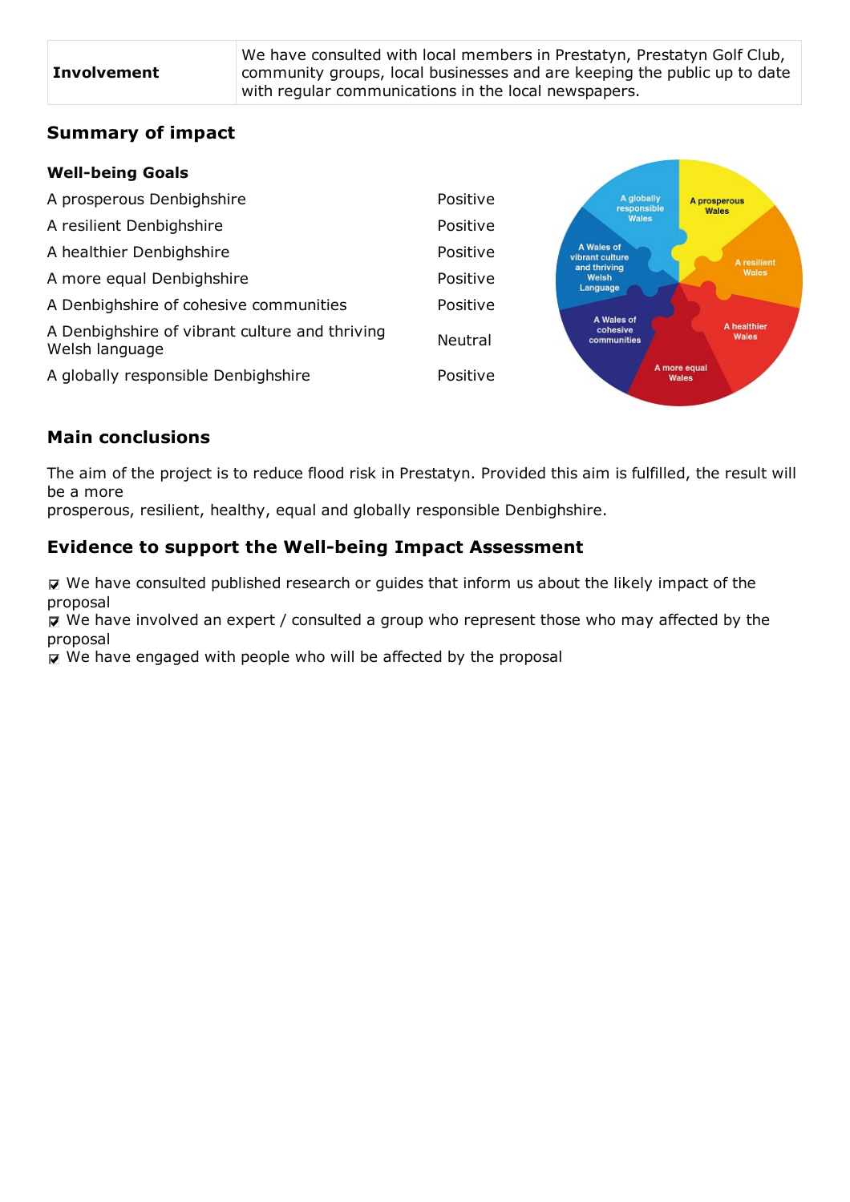| **Involvement** | We have consulted with local members in Prestatyn, Prestatyn Golf Club, community groups, local businesses and are keeping the public up to date with regular communications in the local newspapers. |
|---|---|

## Summary of impact

**Well-being Goals**

| | |
|---|---|
| A prosperous Denbighshire | Positive |
| A resilient Denbighshire | Positive |
| A healthier Denbighshire | Positive |
| A more equal Denbighshire | Positive |
| A Denbighshire of cohesive communities | Positive |
| A Denbighshire of vibrant culture and thriving Welsh language | Neutral |
| A globally responsible Denbighshire | Positive |

## Main conclusions

The aim of the project is to reduce flood risk in Prestatyn. Provided this aim is fulfilled, the result will be a more
prosperous, resilient, healthy, equal and globally responsible Denbighshire.

## Evidence to support the Well-being Impact Assessment

☑ We have consulted published research or guides that inform us about the likely impact of the proposal
☑ We have involved an expert / consulted a group who represent those who may affected by the proposal
☑ We have engaged with people who will be affected by the proposal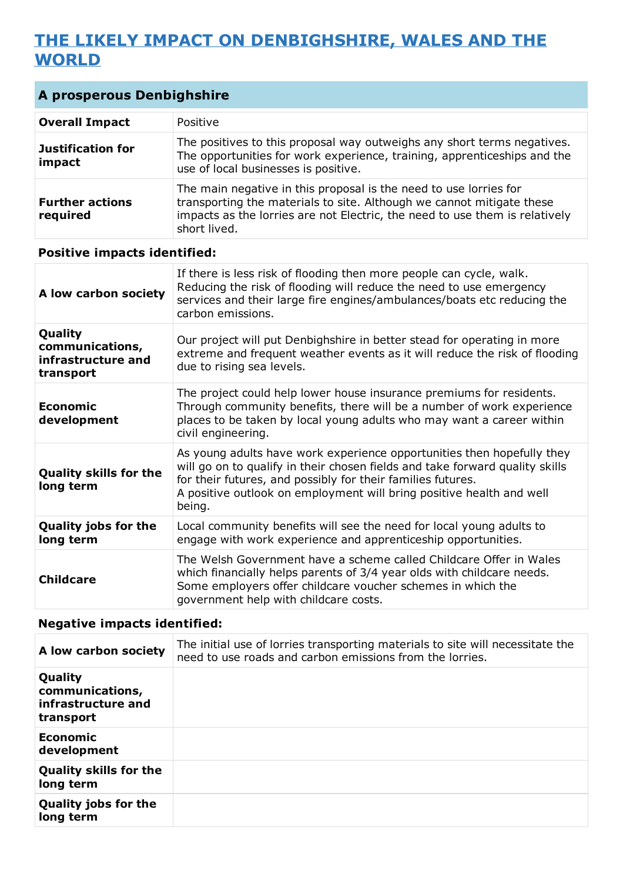# THE LIKELY IMPACT ON DENBIGHSHIRE, WALES AND THE WORLD

## A prosperous Denbighshire

| | |
|---|---|
| **Overall Impact** | Positive |
| **Justification for impact** | The positives to this proposal way outweighs any short terms negatives. The opportunities for work experience, training, apprenticeships and the use of local businesses is positive. |
| **Further actions required** | The main negative in this proposal is the need to use lorries for transporting the materials to site. Although we cannot mitigate these impacts as the lorries are not Electric, the need to use them is relatively short lived. |

### Positive impacts identified:

| | |
|---|---|
| **A low carbon society** | If there is less risk of flooding then more people can cycle, walk. Reducing the risk of flooding will reduce the need to use emergency services and their large fire engines/ambulances/boats etc reducing the carbon emissions. |
| **Quality communications, infrastructure and transport** | Our project will put Denbighshire in better stead for operating in more extreme and frequent weather events as it will reduce the risk of flooding due to rising sea levels. |
| **Economic development** | The project could help lower house insurance premiums for residents. Through community benefits, there will be a number of work experience places to be taken by local young adults who may want a career within civil engineering. |
| **Quality skills for the long term** | As young adults have work experience opportunities then hopefully they will go on to qualify in their chosen fields and take forward quality skills for their futures, and possibly for their families futures. A positive outlook on employment will bring positive health and well being. |
| **Quality jobs for the long term** | Local community benefits will see the need for local young adults to engage with work experience and apprenticeship opportunities. |
| **Childcare** | The Welsh Government have a scheme called Childcare Offer in Wales which financially helps parents of 3/4 year olds with childcare needs. Some employers offer childcare voucher schemes in which the government help with childcare costs. |

### Negative impacts identified:

| | |
|---|---|
| **A low carbon society** | The initial use of lorries transporting materials to site will necessitate the need to use roads and carbon emissions from the lorries. |
| **Quality communications, infrastructure and transport** | |
| **Economic development** | |
| **Quality skills for the long term** | |
| **Quality jobs for the long term** | |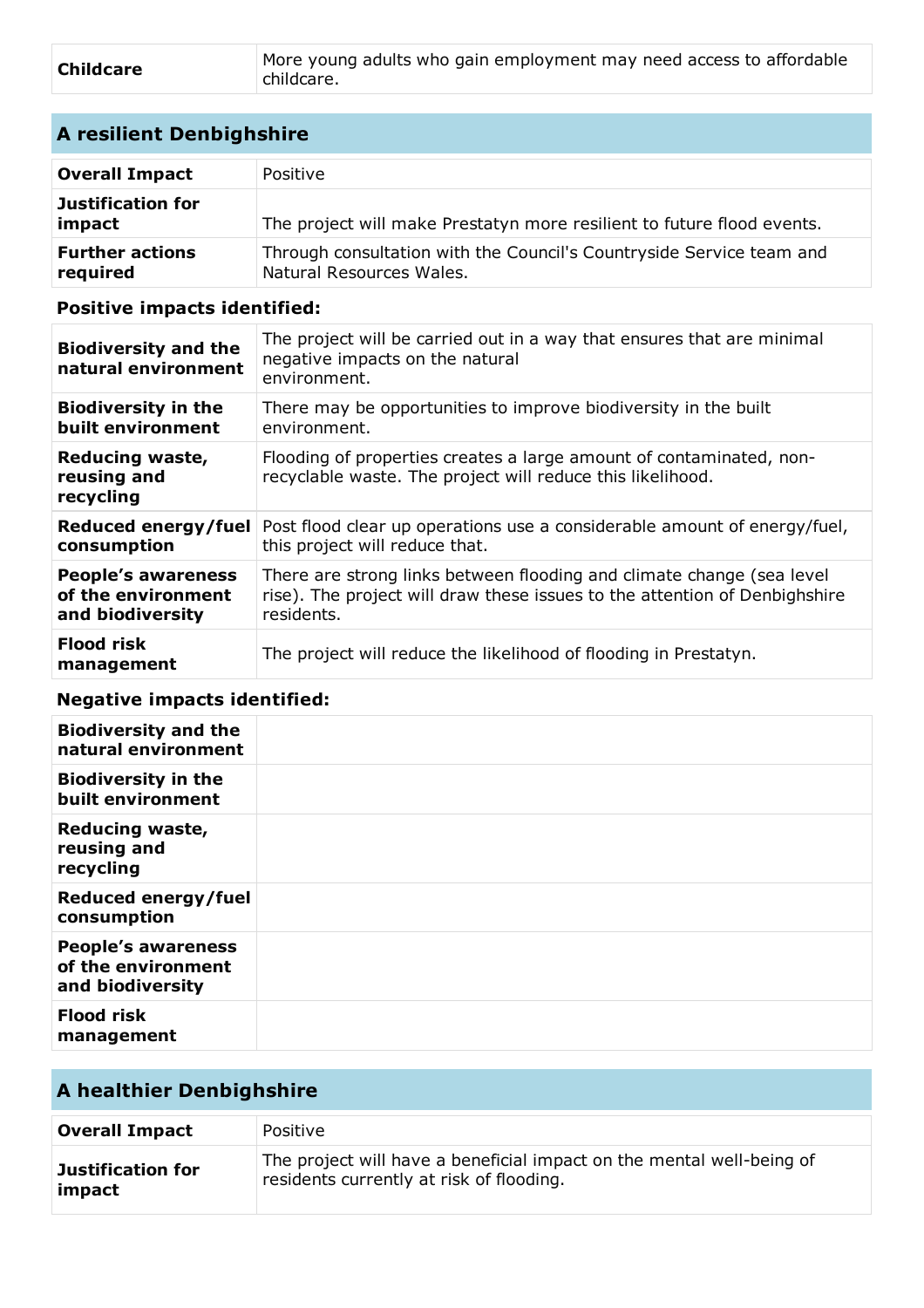| Childcare | More young adults who gain employment may need access to affordable childcare. |
|---|---|

## A resilient Denbighshire

| Overall Impact | Positive |
|---|---|
| Justification for impact | The project will make Prestatyn more resilient to future flood events. |
| Further actions required | Through consultation with the Council's Countryside Service team and Natural Resources Wales. |

### Positive impacts identified:

| | |
|---|---|
| Biodiversity and the natural environment | The project will be carried out in a way that ensures that are minimal negative impacts on the natural environment. |
| Biodiversity in the built environment | There may be opportunities to improve biodiversity in the built environment. |
| Reducing waste, reusing and recycling | Flooding of properties creates a large amount of contaminated, non-recyclable waste. The project will reduce this likelihood. |
| Reduced energy/fuel consumption | Post flood clear up operations use a considerable amount of energy/fuel, this project will reduce that. |
| People's awareness of the environment and biodiversity | There are strong links between flooding and climate change (sea level rise). The project will draw these issues to the attention of Denbighshire residents. |
| Flood risk management | The project will reduce the likelihood of flooding in Prestatyn. |

### Negative impacts identified:

| | |
|---|---|
| Biodiversity and the natural environment | |
| Biodiversity in the built environment | |
| Reducing waste, reusing and recycling | |
| Reduced energy/fuel consumption | |
| People's awareness of the environment and biodiversity | |
| Flood risk management | |

## A healthier Denbighshire

| Overall Impact | Positive |
|---|---|
| Justification for impact | The project will have a beneficial impact on the mental well-being of residents currently at risk of flooding. |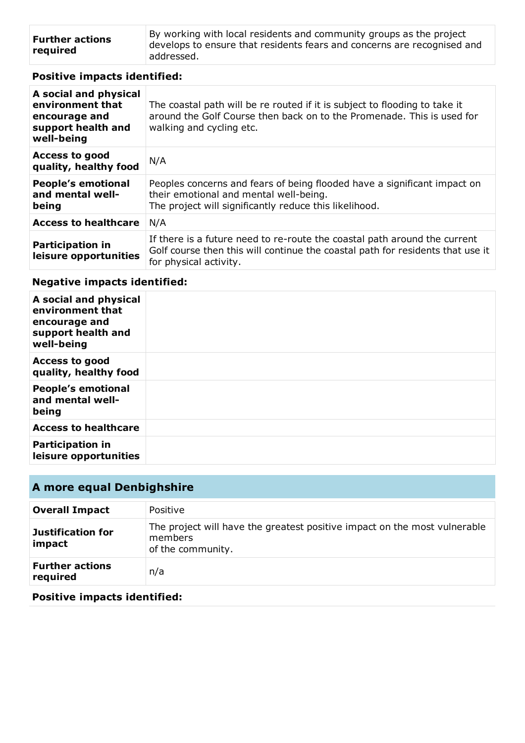| | |
|---|---|
| **Further actions required** | By working with local residents and community groups as the project develops to ensure that residents fears and concerns are recognised and addressed. |

**Positive impacts identified:**

| | |
|---|---|
| **A social and physical environment that encourage and support health and well-being** | The coastal path will be re routed if it is subject to flooding to take it around the Golf Course then back on to the Promenade. This is used for walking and cycling etc. |
| **Access to good quality, healthy food** | N/A |
| **People's emotional and mental well-being** | Peoples concerns and fears of being flooded have a significant impact on their emotional and mental well-being. The project will significantly reduce this likelihood. |
| **Access to healthcare** | N/A |
| **Participation in leisure opportunities** | If there is a future need to re-route the coastal path around the current Golf course then this will continue the coastal path for residents that use it for physical activity. |

**Negative impacts identified:**

| | |
|---|---|
| **A social and physical environment that encourage and support health and well-being** | |
| **Access to good quality, healthy food** | |
| **People's emotional and mental well-being** | |
| **Access to healthcare** | |
| **Participation in leisure opportunities** | |

## A more equal Denbighshire

| | |
|---|---|
| **Overall Impact** | Positive |
| **Justification for impact** | The project will have the greatest positive impact on the most vulnerable members of the community. |
| **Further actions required** | n/a |

**Positive impacts identified:**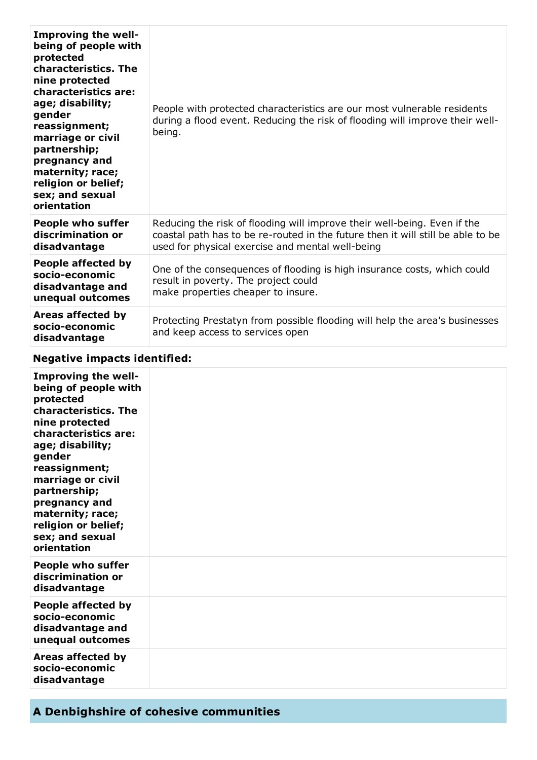| | |
|---|---|
| **Improving the well-being of people with protected characteristics. The nine protected characteristics are: age; disability; gender reassignment; marriage or civil partnership; pregnancy and maternity; race; religion or belief; sex; and sexual orientation** | People with protected characteristics are our most vulnerable residents during a flood event. Reducing the risk of flooding will improve their well-being. |
| **People who suffer discrimination or disadvantage** | Reducing the risk of flooding will improve their well-being. Even if the coastal path has to be re-routed in the future then it will still be able to be used for physical exercise and mental well-being |
| **People affected by socio-economic disadvantage and unequal outcomes** | One of the consequences of flooding is high insurance costs, which could result in poverty. The project could make properties cheaper to insure. |
| **Areas affected by socio-economic disadvantage** | Protecting Prestatyn from possible flooding will help the area's businesses and keep access to services open |

### Negative impacts identified:

| | |
|---|---|
| **Improving the well-being of people with protected characteristics. The nine protected characteristics are: age; disability; gender reassignment; marriage or civil partnership; pregnancy and maternity; race; religion or belief; sex; and sexual orientation** | |
| **People who suffer discrimination or disadvantage** | |
| **People affected by socio-economic disadvantage and unequal outcomes** | |
| **Areas affected by socio-economic disadvantage** | |

## A Denbighshire of cohesive communities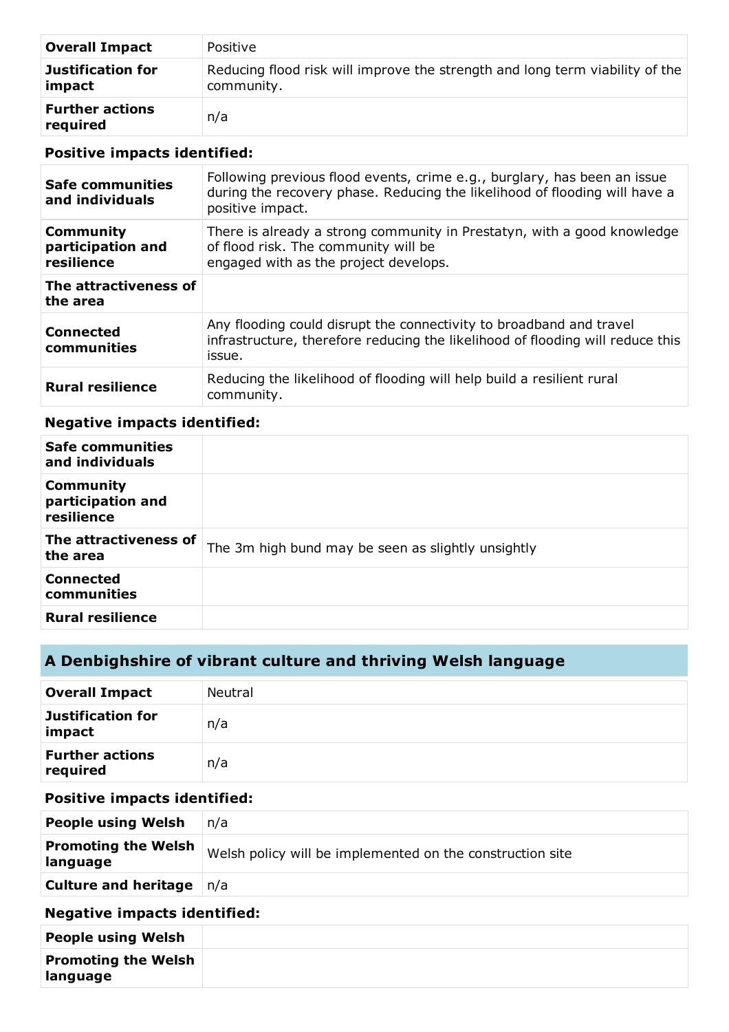| **Overall Impact** | Positive |
|---|---|
| **Justification for impact** | Reducing flood risk will improve the strength and long term viability of the community. |
| **Further actions required** | n/a |

**Positive impacts identified:**

| | |
|---|---|
| **Safe communities and individuals** | Following previous flood events, crime e.g., burglary, has been an issue during the recovery phase. Reducing the likelihood of flooding will have a positive impact. |
| **Community participation and resilience** | There is already a strong community in Prestatyn, with a good knowledge of flood risk. The community will be engaged with as the project develops. |
| **The attractiveness of the area** | |
| **Connected communities** | Any flooding could disrupt the connectivity to broadband and travel infrastructure, therefore reducing the likelihood of flooding will reduce this issue. |
| **Rural resilience** | Reducing the likelihood of flooding will help build a resilient rural community. |

**Negative impacts identified:**

| | |
|---|---|
| **Safe communities and individuals** | |
| **Community participation and resilience** | |
| **The attractiveness of the area** | The 3m high bund may be seen as slightly unsightly |
| **Connected communities** | |
| **Rural resilience** | |

## A Denbighshire of vibrant culture and thriving Welsh language

| **Overall Impact** | Neutral |
|---|---|
| **Justification for impact** | n/a |
| **Further actions required** | n/a |

**Positive impacts identified:**

| | |
|---|---|
| **People using Welsh** | n/a |
| **Promoting the Welsh language** | Welsh policy will be implemented on the construction site |
| **Culture and heritage** | n/a |

**Negative impacts identified:**

| | |
|---|---|
| **People using Welsh** | |
| **Promoting the Welsh language** | |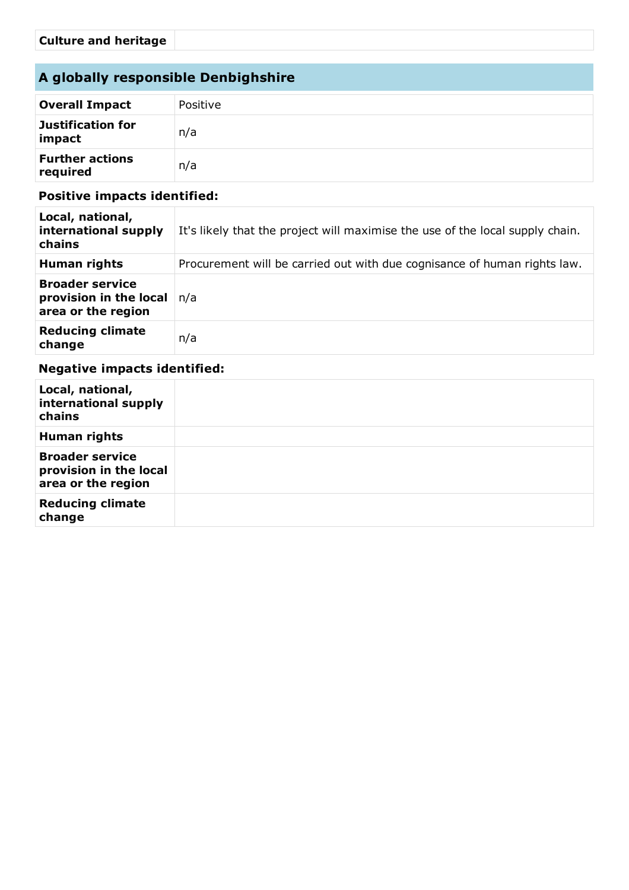| | |
|---|---|
| **Culture and heritage** | |

## A globally responsible Denbighshire

| | |
|---|---|
| **Overall Impact** | Positive |
| **Justification for impact** | n/a |
| **Further actions required** | n/a |

### Positive impacts identified:

| | |
|---|---|
| **Local, national, international supply chains** | It's likely that the project will maximise the use of the local supply chain. |
| **Human rights** | Procurement will be carried out with due cognisance of human rights law. |
| **Broader service provision in the local area or the region** | n/a |
| **Reducing climate change** | n/a |

### Negative impacts identified:

| | |
|---|---|
| **Local, national, international supply chains** | |
| **Human rights** | |
| **Broader service provision in the local area or the region** | |
| **Reducing climate change** | |